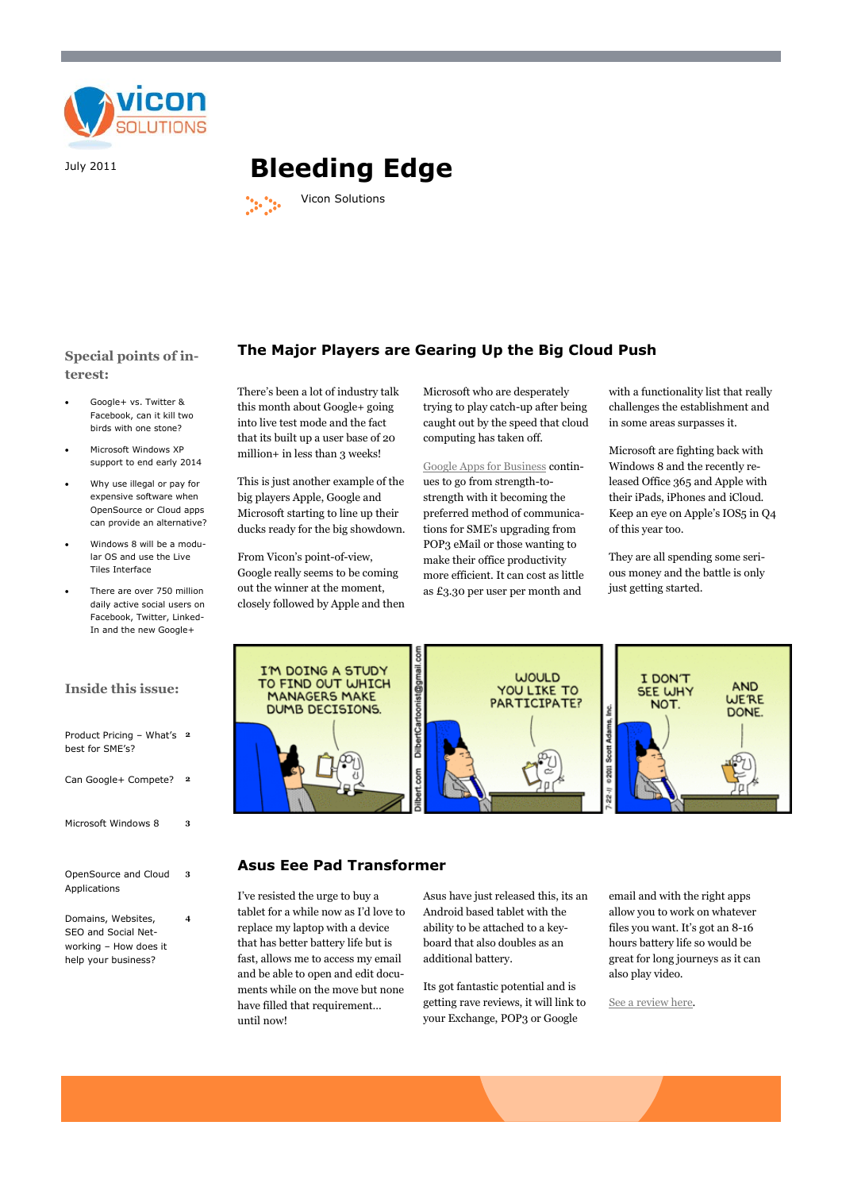vicon SOLUTIONS

July 2011

# Bleeding Edge

Vicon Solutions

### Special points of interest:

- Google+ vs. Twitter & Facebook, can it kill two birds with one stone?
- Microsoft Windows XP support to end early 2014
- Why use illegal or pay for expensive software when OpenSource or Cloud apps can provide an alternative?
- Windows 8 will be a modular OS and use the Live Tiles Interface
- There are over 750 million daily active social users on Facebook, Twitter, LinkedIn and the new Google+

### Inside this issue:

| | |
|---|---|
| Product Pricing – What's best for SME's? | 2 |
| Can Google+ Compete? | 2 |
| Microsoft Windows 8 | 3 |
| OpenSource and Cloud Applications | 3 |
| Domains, Websites, SEO and Social Networking – How does it help your business? | 4 |

## The Major Players are Gearing Up the Big Cloud Push

There's been a lot of industry talk this month about Google+ going into live test mode and the fact that its built up a user base of 20 million+ in less than 3 weeks!

This is just another example of the big players Apple, Google and Microsoft starting to line up their ducks ready for the big showdown.

From Vicon's point-of-view, Google really seems to be coming out the winner at the moment, closely followed by Apple and then Microsoft who are desperately trying to play catch-up after being caught out by the speed that cloud computing has taken off.

Google Apps for Business continues to go from strength-to-strength with it becoming the preferred method of communications for SME's upgrading from POP3 eMail or those wanting to make their office productivity more efficient. It can cost as little as £3.30 per user per month and with a functionality list that really challenges the establishment and in some areas surpasses it.

Microsoft are fighting back with Windows 8 and the recently released Office 365 and Apple with their iPads, iPhones and iCloud. Keep an eye on Apple's IOS5 in Q4 of this year too.

They are all spending some serious money and the battle is only just getting started.

## Asus Eee Pad Transformer

I've resisted the urge to buy a tablet for a while now as I'd love to replace my laptop with a device that has better battery life but is fast, allows me to access my email and be able to open and edit documents while on the move but none have filled that requirement... until now!

Asus have just released this, its an Android based tablet with the ability to be attached to a keyboard that also doubles as an additional battery.

Its got fantastic potential and is getting rave reviews, it will link to your Exchange, POP3 or Google email and with the right apps allow you to work on whatever files you want. It's got an 8-16 hours battery life so would be great for long journeys as it can also play video.

See a review here.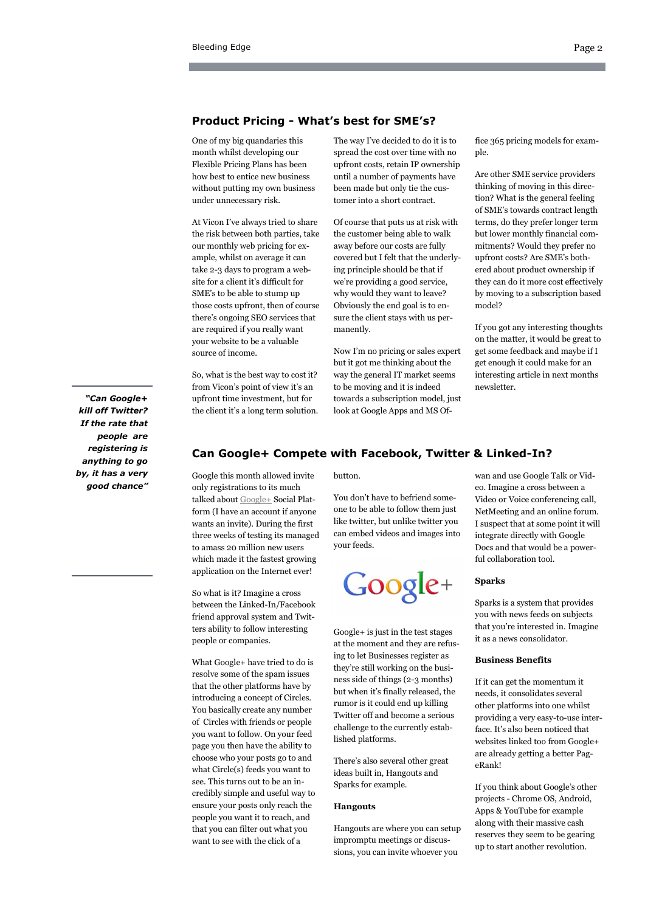## Product Pricing - What's best for SME's?

One of my big quandaries this month whilst developing our Flexible Pricing Plans has been how best to entice new business without putting my own business under unnecessary risk.

At Vicon I've always tried to share the risk between both parties, take our monthly web pricing for example, whilst on average it can take 2-3 days to program a website for a client it's difficult for SME's to be able to stump up those costs upfront, then of course there's ongoing SEO services that are required if you really want your website to be a valuable source of income.

So, what is the best way to cost it? from Vicon's point of view it's an upfront time investment, but for the client it's a long term solution.

The way I've decided to do it is to spread the cost over time with no upfront costs, retain IP ownership until a number of payments have been made but only tie the customer into a short contract.

Of course that puts us at risk with the customer being able to walk away before our costs are fully covered but I felt that the underlying principle should be that if we're providing a good service, why would they want to leave? Obviously the end goal is to ensure the client stays with us permanently.

Now I'm no pricing or sales expert but it got me thinking about the way the general IT market seems to be moving and it is indeed towards a subscription model, just look at Google Apps and MS Office 365 pricing models for example.

Are other SME service providers thinking of moving in this direction? What is the general feeling of SME's towards contract length terms, do they prefer longer term but lower monthly financial commitments? Would they prefer no upfront costs? Are SME's bothered about product ownership if they can do it more cost effectively by moving to a subscription based model?

If you got any interesting thoughts on the matter, it would be great to get some feedback and maybe if I get enough it could make for an interesting article in next months newsletter.

***"Can Google+ kill off Twitter? If the rate that people are registering is anything to go by, it has a very good chance"***

## Can Google+ Compete with Facebook, Twitter & Linked-In?

Google this month allowed invite only registrations to its much talked about Google+ Social Platform (I have an account if anyone wants an invite). During the first three weeks of testing its managed to amass 20 million new users which made it the fastest growing application on the Internet ever!

So what is it? Imagine a cross between the Linked-In/Facebook friend approval system and Twitters ability to follow interesting people or companies.

What Google+ have tried to do is resolve some of the spam issues that the other platforms have by introducing a concept of Circles. You basically create any number of Circles with friends or people you want to follow. On your feed page you then have the ability to choose who your posts go to and what Circle(s) feeds you want to see. This turns out to be an incredibly simple and useful way to ensure your posts only reach the people you want it to reach, and that you can filter out what you want to see with the click of a button.

You don't have to befriend someone to be able to follow them just like twitter, but unlike twitter you can embed videos and images into your feeds.

Google+

Google+ is just in the test stages at the moment and they are refusing to let Businesses register as they're still working on the business side of things (2-3 months) but when it's finally released, the rumor is it could end up killing Twitter off and become a serious challenge to the currently established platforms.

There's also several other great ideas built in, Hangouts and Sparks for example.

**Hangouts**

Hangouts are where you can setup impromptu meetings or discussions, you can invite whoever you wan and use Google Talk or Video. Imagine a cross between a Video or Voice conferencing call, NetMeeting and an online forum. I suspect that at some point it will integrate directly with Google Docs and that would be a powerful collaboration tool.

**Sparks**

Sparks is a system that provides you with news feeds on subjects that you're interested in. Imagine it as a news consolidator.

**Business Benefits**

If it can get the momentum it needs, it consolidates several other platforms into one whilst providing a very easy-to-use interface. It's also been noticed that websites linked too from Google+ are already getting a better PageRank!

If you think about Google's other projects - Chrome OS, Android, Apps & YouTube for example along with their massive cash reserves they seem to be gearing up to start another revolution.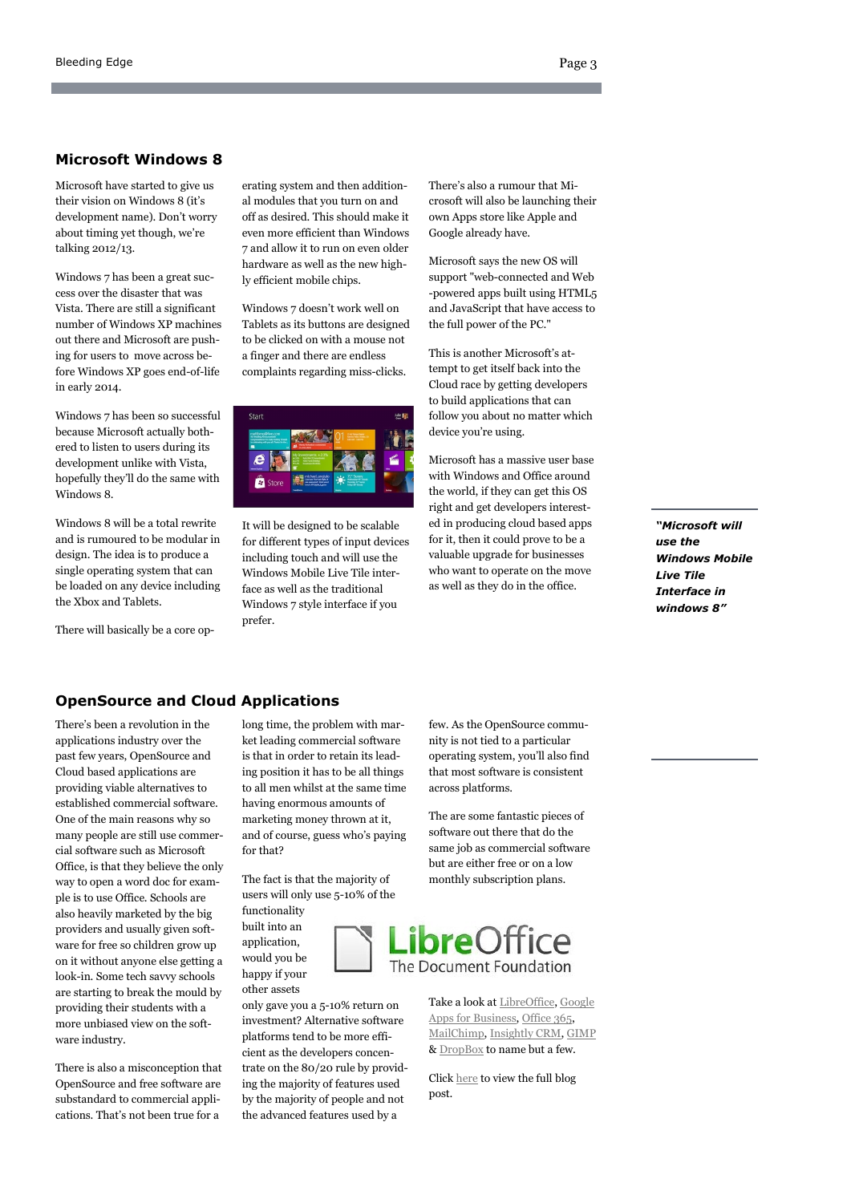## Microsoft Windows 8

Microsoft have started to give us their vision on Windows 8 (it's development name). Don't worry about timing yet though, we're talking 2012/13.

Windows 7 has been a great success over the disaster that was Vista. There are still a significant number of Windows XP machines out there and Microsoft are pushing for users to move across before Windows XP goes end-of-life in early 2014.

Windows 7 has been so successful because Microsoft actually bothered to listen to users during its development unlike with Vista, hopefully they'll do the same with Windows 8.

Windows 8 will be a total rewrite and is rumoured to be modular in design. The idea is to produce a single operating system that can be loaded on any device including the Xbox and Tablets.

There will basically be a core operating system and then additional modules that you turn on and off as desired. This should make it even more efficient than Windows 7 and allow it to run on even older hardware as well as the new highly efficient mobile chips.

Windows 7 doesn't work well on Tablets as its buttons are designed to be clicked on with a mouse not a finger and there are endless complaints regarding miss-clicks.

It will be designed to be scalable for different types of input devices including touch and will use the Windows Mobile Live Tile interface as well as the traditional Windows 7 style interface if you prefer.

There's also a rumour that Microsoft will also be launching their own Apps store like Apple and Google already have.

Microsoft says the new OS will support "web-connected and Web-powered apps built using HTML5 and JavaScript that have access to the full power of the PC."

This is another Microsoft's attempt to get itself back into the Cloud race by getting developers to build applications that can follow you about no matter which device you're using.

Microsoft has a massive user base with Windows and Office around the world, if they can get this OS right and get developers interested in producing cloud based apps for it, then it could prove to be a valuable upgrade for businesses who want to operate on the move as well as they do in the office.

***"Microsoft will use the Windows Mobile Live Tile Interface in windows 8"***

## OpenSource and Cloud Applications

There's been a revolution in the applications industry over the past few years, OpenSource and Cloud based applications are providing viable alternatives to established commercial software. One of the main reasons why so many people are still use commercial software such as Microsoft Office, is that they believe the only way to open a word doc for example is to use Office. Schools are also heavily marketed by the big providers and usually given software for free so children grow up on it without anyone else getting a look-in. Some tech savvy schools are starting to break the mould by providing their students with a more unbiased view on the software industry.

There is also a misconception that OpenSource and free software are substandard to commercial applications. That's not been true for a long time, the problem with market leading commercial software is that in order to retain its leading position it has to be all things to all men whilst at the same time having enormous amounts of marketing money thrown at it, and of course, guess who's paying for that?

The fact is that the majority of users will only use 5-10% of the functionality built into an application, would you be happy if your other assets only gave you a 5-10% return on investment? Alternative software platforms tend to be more efficient as the developers concentrate on the 80/20 rule by providing the majority of features used by the majority of people and not the advanced features used by a few. As the OpenSource community is not tied to a particular operating system, you'll also find that most software is consistent across platforms.

The are some fantastic pieces of software out there that do the same job as commercial software but are either free or on a low monthly subscription plans.

LibreOffice
The Document Foundation

Take a look at LibreOffice, Google Apps for Business, Office 365, MailChimp, Insightly CRM, GIMP & DropBox to name but a few.

Click here to view the full blog post.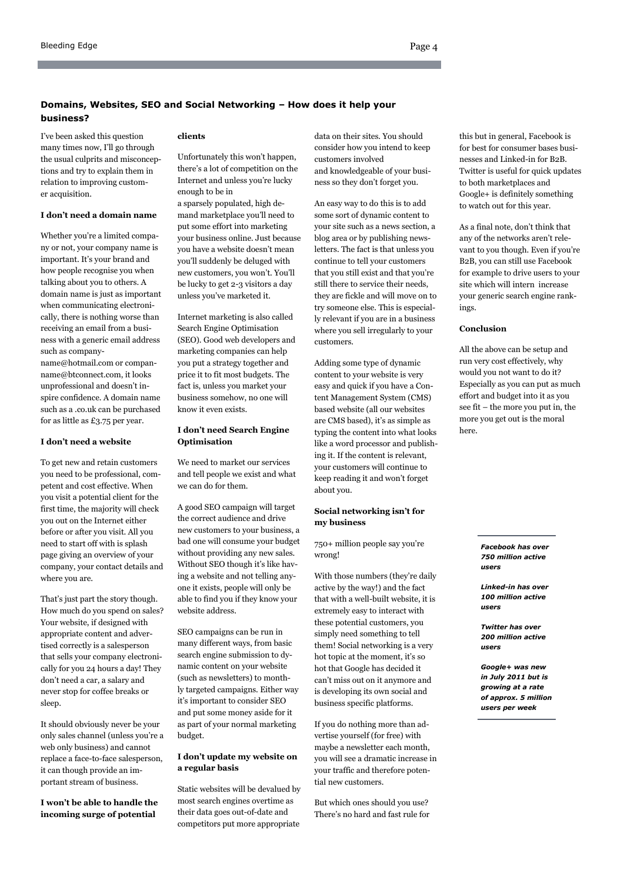## Domains, Websites, SEO and Social Networking – How does it help your business?

I've been asked this question many times now, I'll go through the usual culprits and misconceptions and try to explain them in relation to improving customer acquisition.

### I don't need a domain name

Whether you're a limited company or not, your company name is important. It's your brand and how people recognise you when talking about you to others. A domain name is just as important when communicating electronically, there is nothing worse than receiving an email from a business with a generic email address such as companyname@hotmail.com or companname@btconnect.com, it looks unprofessional and doesn't inspire confidence. A domain name such as a .co.uk can be purchased for as little as £3.75 per year.

### I don't need a website

To get new and retain customers you need to be professional, competent and cost effective. When you visit a potential client for the first time, the majority will check you out on the Internet either before or after you visit. All you need to start off with is splash page giving an overview of your company, your contact details and where you are.

That's just part the story though. How much do you spend on sales? Your website, if designed with appropriate content and advertised correctly is a salesperson that sells your company electronically for you 24 hours a day! They don't need a car, a salary and never stop for coffee breaks or sleep.

It should obviously never be your only sales channel (unless you're a web only business) and cannot replace a face-to-face salesperson, it can though provide an important stream of business.

### I won't be able to handle the incoming surge of potential clients

Unfortunately this won't happen, there's a lot of competition on the Internet and unless you're lucky enough to be in a sparsely populated, high demand marketplace you'll need to put some effort into marketing your business online. Just because you have a website doesn't mean you'll suddenly be deluged with new customers, you won't. You'll be lucky to get 2-3 visitors a day unless you've marketed it.

Internet marketing is also called Search Engine Optimisation (SEO). Good web developers and marketing companies can help you put a strategy together and price it to fit most budgets. The fact is, unless you market your business somehow, no one will know it even exists.

### I don't need Search Engine Optimisation

We need to market our services and tell people we exist and what we can do for them.

A good SEO campaign will target the correct audience and drive new customers to your business, a bad one will consume your budget without providing any new sales. Without SEO though it's like having a website and not telling anyone it exists, people will only be able to find you if they know your website address.

SEO campaigns can be run in many different ways, from basic search engine submission to dynamic content on your website (such as newsletters) to monthly targeted campaigns. Either way it's important to consider SEO and put some money aside for it as part of your normal marketing budget.

### I don't update my website on a regular basis

Static websites will be devalued by most search engines overtime as their data goes out-of-date and competitors put more appropriate data on their sites. You should consider how you intend to keep customers involved and knowledgeable of your business so they don't forget you.

An easy way to do this is to add some sort of dynamic content to your site such as a news section, a blog area or by publishing newsletters. The fact is that unless you continue to tell your customers that you still exist and that you're still there to service their needs, they are fickle and will move on to try someone else. This is especially relevant if you are in a business where you sell irregularly to your customers.

Adding some type of dynamic content to your website is very easy and quick if you have a Content Management System (CMS) based website (all our websites are CMS based), it's as simple as typing the content into what looks like a word processor and publishing it. If the content is relevant, your customers will continue to keep reading it and won't forget about you.

### Social networking isn't for my business

750+ million people say you're wrong!

With those numbers (they're daily active by the way!) and the fact that with a well-built website, it is extremely easy to interact with these potential customers, you simply need something to tell them! Social networking is a very hot topic at the moment, it's so hot that Google has decided it can't miss out on it anymore and is developing its own social and business specific platforms.

If you do nothing more than advertise yourself (for free) with maybe a newsletter each month, you will see a dramatic increase in your traffic and therefore potential new customers.

But which ones should you use? There's no hard and fast rule for this but in general, Facebook is for best for consumer bases businesses and Linked-in for B2B. Twitter is useful for quick updates to both marketplaces and Google+ is definitely something to watch out for this year.

As a final note, don't think that any of the networks aren't relevant to you though. Even if you're B2B, you can still use Facebook for example to drive users to your site which will intern increase your generic search engine rankings.

### Conclusion

All the above can be setup and run very cost effectively, why would you not want to do it? Especially as you can put as much effort and budget into it as you see fit – the more you put in, the more you get out is the moral here.

***Facebook has over 750 million active users***

***Linked-in has over 100 million active users***

***Twitter has over 200 million active users***

***Google+ was new in July 2011 but is growing at a rate of approx. 5 million users per week***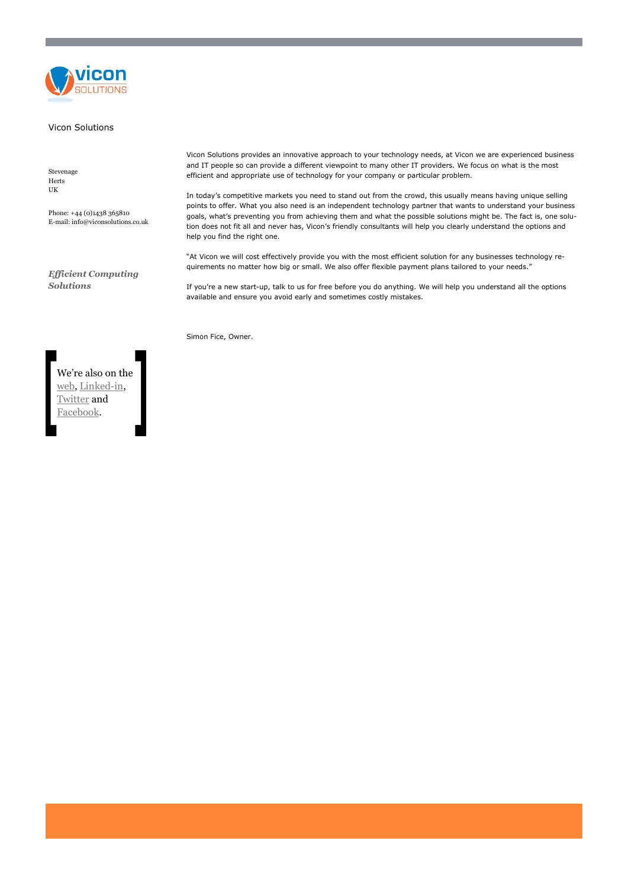Vicon Solutions

Stevenage
Herts
UK

Phone: +44 (0)1438 365810
E-mail: info@viconsolutions.co.uk

***Efficient Computing Solutions***

Vicon Solutions provides an innovative approach to your technology needs, at Vicon we are experienced business and IT people so can provide a different viewpoint to many other IT providers. We focus on what is the most efficient and appropriate use of technology for your company or particular problem.

In today's competitive markets you need to stand out from the crowd, this usually means having unique selling points to offer. What you also need is an independent technology partner that wants to understand your business goals, what's preventing you from achieving them and what the possible solutions might be. The fact is, one solution does not fit all and never has, Vicon's friendly consultants will help you clearly understand the options and help you find the right one.

"At Vicon we will cost effectively provide you with the most efficient solution for any businesses technology requirements no matter how big or small. We also offer flexible payment plans tailored to your needs."

If you're a new start-up, talk to us for free before you do anything. We will help you understand all the options available and ensure you avoid early and sometimes costly mistakes.

Simon Fice, Owner.

We're also on the web, Linked-in, Twitter and Facebook.